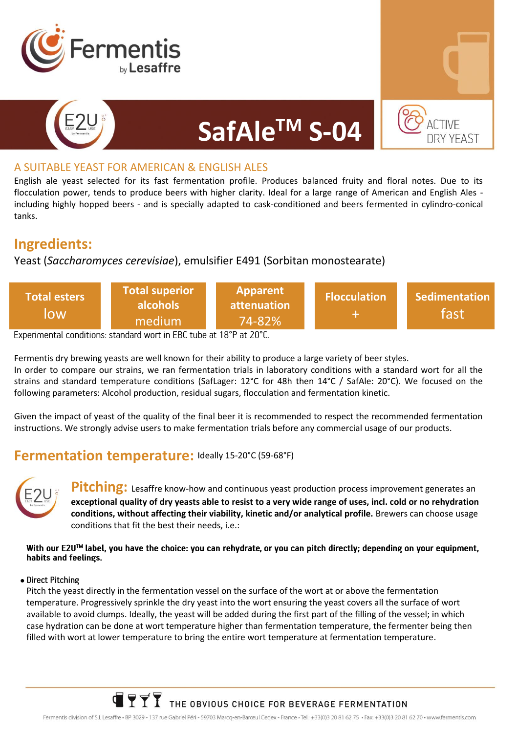Fermentis by Lesaffre

# SafAle™ S-04

ACTIVE DRY YEAST

## A SUITABLE YEAST FOR AMERICAN & ENGLISH ALES

English ale yeast selected for its fast fermentation profile. Produces balanced fruity and floral notes. Due to its flocculation power, tends to produce beers with higher clarity. Ideal for a large range of American and English Ales - including highly hopped beers - and is specially adapted to cask-conditioned and beers fermented in cylindro-conical tanks.

## Ingredients:

Yeast (*Saccharomyces cerevisiae*), emulsifier E491 (Sorbitan monostearate)

| Total esters | Total superior alcohols | Apparent attenuation | Flocculation | Sedimentation |
|---|---|---|---|---|
| low | medium | 74-82% | + | fast |

Experimental conditions: standard wort in EBC tube at 18°P at 20°C.

Fermentis dry brewing yeasts are well known for their ability to produce a large variety of beer styles.
In order to compare our strains, we ran fermentation trials in laboratory conditions with a standard wort for all the strains and standard temperature conditions (SafLager: 12°C for 48h then 14°C / SafAle: 20°C). We focused on the following parameters: Alcohol production, residual sugars, flocculation and fermentation kinetic.

Given the impact of yeast of the quality of the final beer it is recommended to respect the recommended fermentation instructions. We strongly advise users to make fermentation trials before any commercial usage of our products.

## Fermentation temperature: Ideally 15-20°C (59-68°F)

## Pitching:

Lesaffre know-how and continuous yeast production process improvement generates an **exceptional quality of dry yeasts able to resist to a very wide range of uses, incl. cold or no rehydration conditions, without affecting their viability, kinetic and/or analytical profile.** Brewers can choose usage conditions that fit the best their needs, i.e.:

**With our E2U™ label, you have the choice: you can rehydrate, or you can pitch directly; depending on your equipment, habits and feelings.**

- Direct Pitching

Pitch the yeast directly in the fermentation vessel on the surface of the wort at or above the fermentation temperature. Progressively sprinkle the dry yeast into the wort ensuring the yeast covers all the surface of wort available to avoid clumps. Ideally, the yeast will be added during the first part of the filling of the vessel; in which case hydration can be done at wort temperature higher than fermentation temperature, the fermenter being then filled with wort at lower temperature to bring the entire wort temperature at fermentation temperature.

THE OBVIOUS CHOICE FOR BEVERAGE FERMENTATION

Fermentis division of S.I. Lesaffre • BP 3029 - 137 rue Gabriel Péri - 59703 Marcq-en-Baroeul Cedex - France • Tel.: +33(0)3 20 81 62 75 • Fax: +33(0)3 20 81 62 70 • www.fermentis.com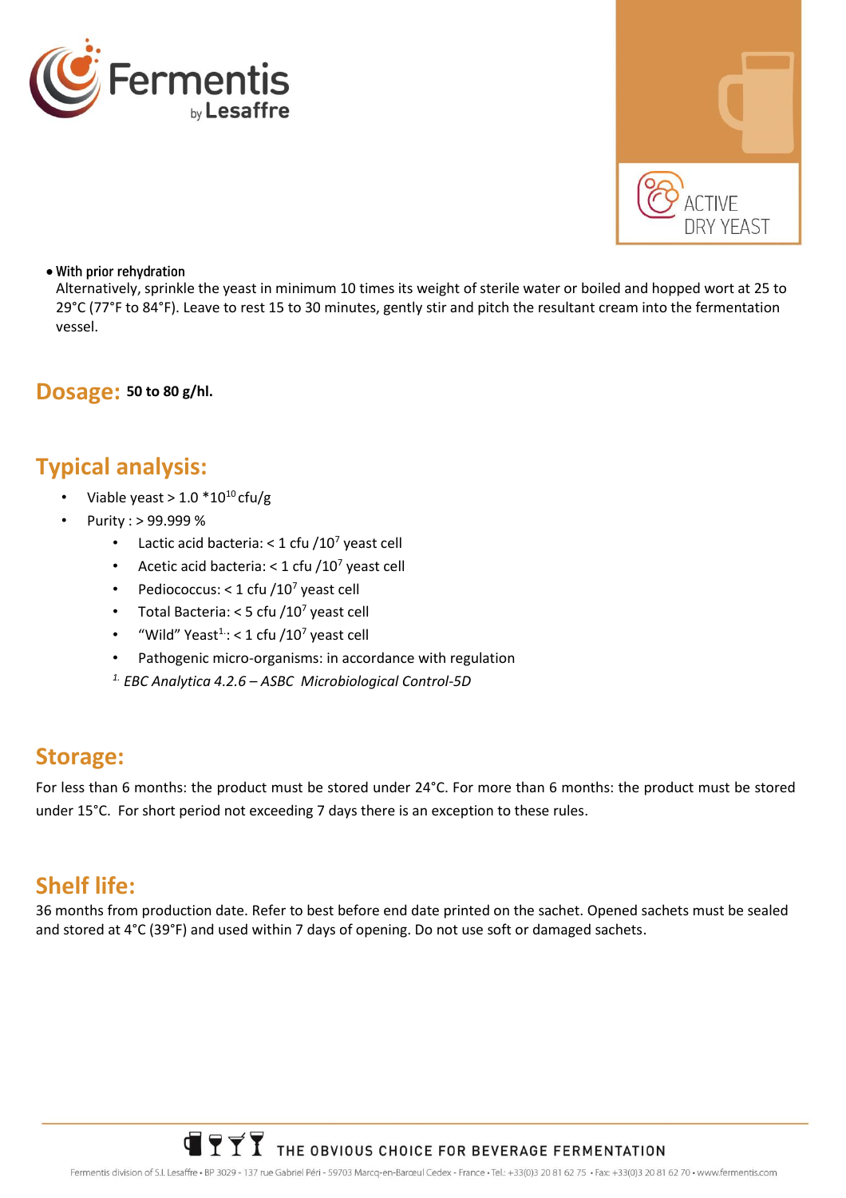- **With prior rehydration**

  Alternatively, sprinkle the yeast in minimum 10 times its weight of sterile water or boiled and hopped wort at 25 to 29°C (77°F to 84°F). Leave to rest 15 to 30 minutes, gently stir and pitch the resultant cream into the fermentation vessel.

## Dosage: **50 to 80 g/hl.**

## Typical analysis:

- Viable yeast > 1.0 *$10^{10}$ cfu/g
- Purity : > 99.999 %
  - Lactic acid bacteria: < 1 cfu /$10^7$ yeast cell
  - Acetic acid bacteria: < 1 cfu /$10^7$ yeast cell
  - Pediococcus: < 1 cfu /$10^7$ yeast cell
  - Total Bacteria: < 5 cfu /$10^7$ yeast cell
  - “Wild” Yeast[1]: < 1 cfu /$10^7$ yeast cell
  - Pathogenic micro-organisms: in accordance with regulation

*[1] EBC Analytica 4.2.6 – ASBC Microbiological Control-5D*

## Storage:

For less than 6 months: the product must be stored under 24°C. For more than 6 months: the product must be stored under 15°C. For short period not exceeding 7 days there is an exception to these rules.

## Shelf life:

36 months from production date. Refer to best before end date printed on the sachet. Opened sachets must be sealed and stored at 4°C (39°F) and used within 7 days of opening. Do not use soft or damaged sachets.

THE OBVIOUS CHOICE FOR BEVERAGE FERMENTATION

Fermentis division of S.I. Lesaffre • BP 3029 - 137 rue Gabriel Péri - 59703 Marcq-en-Baroeul Cedex - France • Tel.: +33(0)3 20 81 62 75 • Fax: +33(0)3 20 81 62 70 • www.fermentis.com